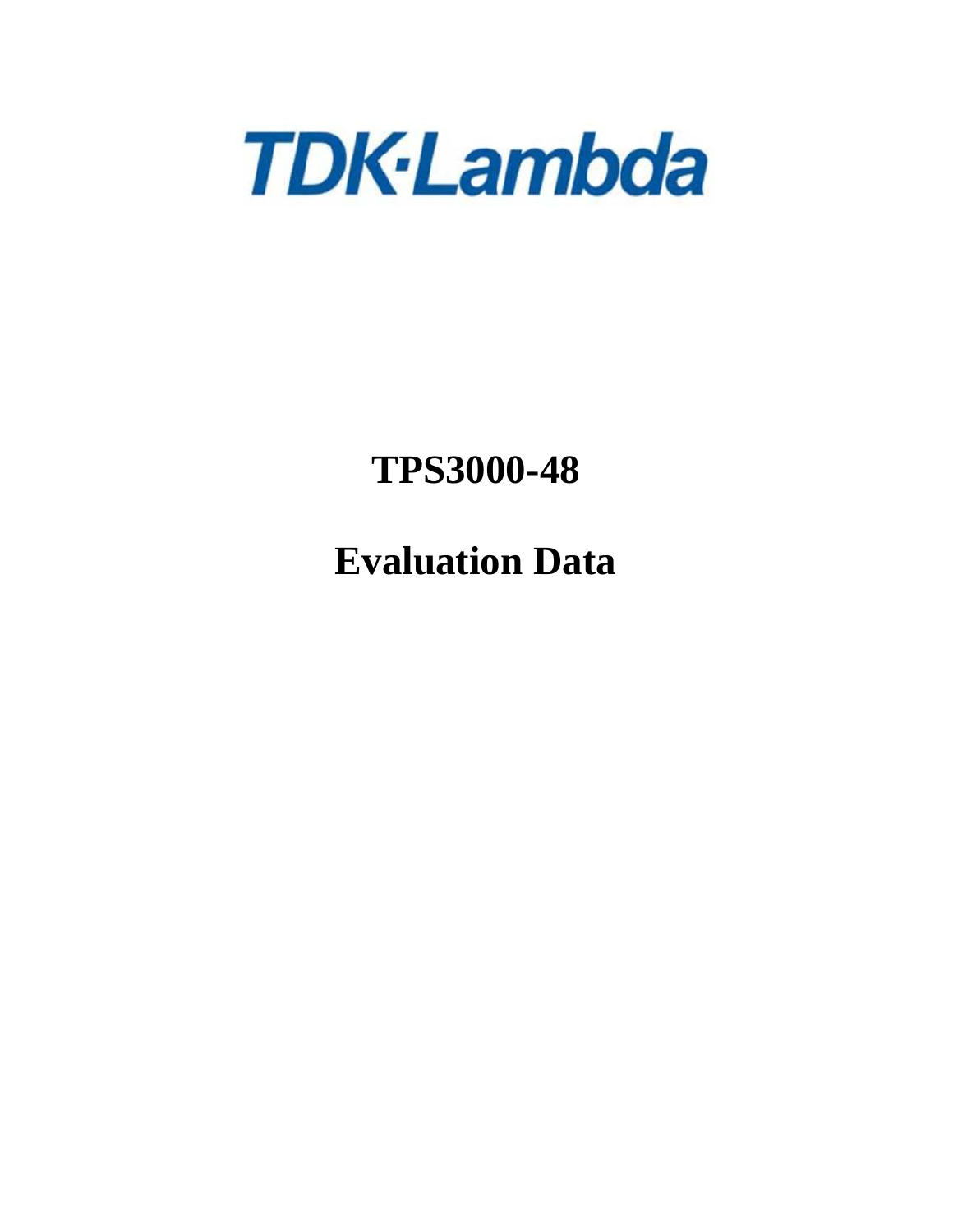TDK·Lambda

# TPS3000-48

# Evaluation Data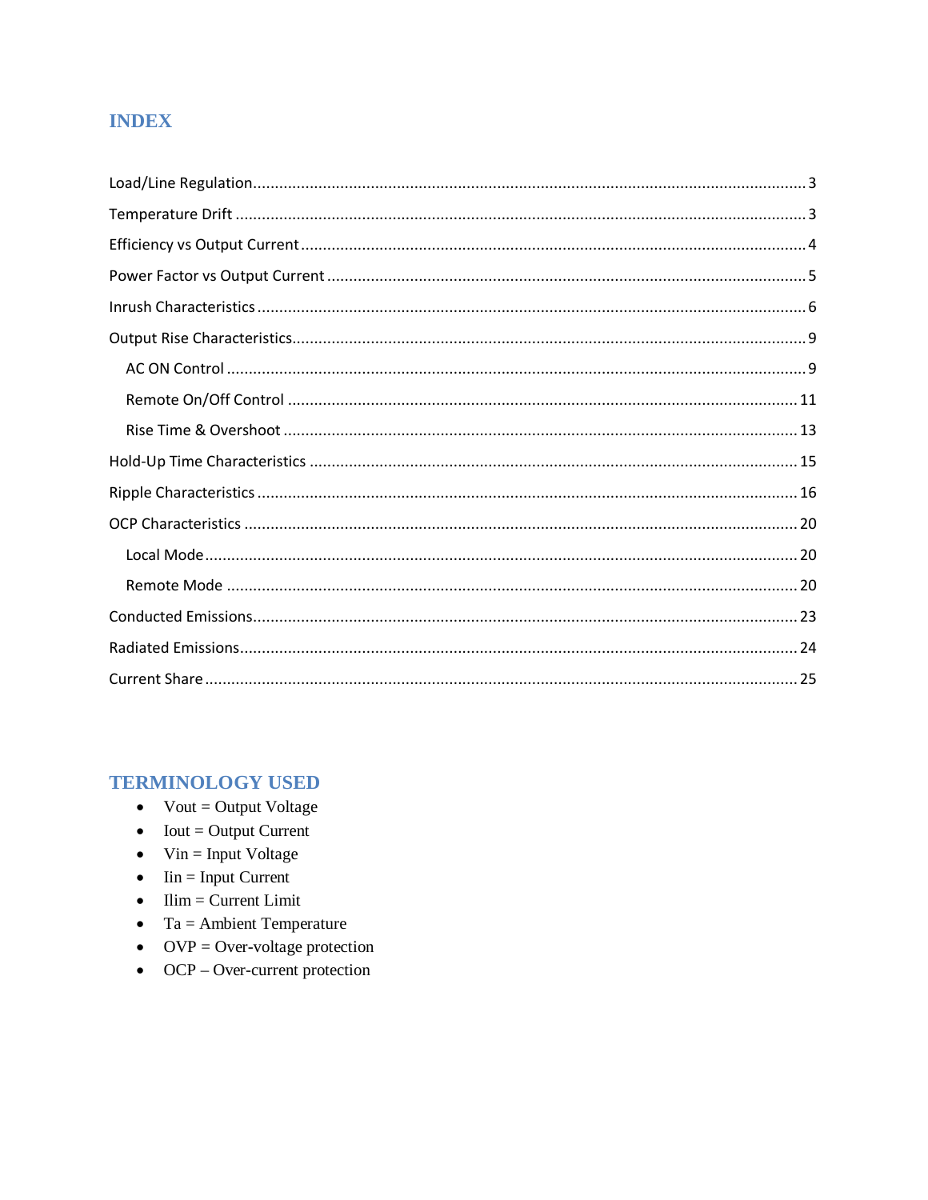## INDEX

Load/Line Regulation ........................................................ 3

Temperature Drift ........................................................ 3

Efficiency vs Output Current ........................................................ 4

Power Factor vs Output Current ........................................................ 5

Inrush Characteristics ........................................................ 6

Output Rise Characteristics ........................................................ 9

- AC ON Control ........................................................ 9
- Remote On/Off Control ........................................................ 11
- Rise Time & Overshoot ........................................................ 13

Hold-Up Time Characteristics ........................................................ 15

Ripple Characteristics ........................................................ 16

OCP Characteristics ........................................................ 20

- Local Mode ........................................................ 20
- Remote Mode ........................................................ 20

Conducted Emissions ........................................................ 23

Radiated Emissions ........................................................ 24

Current Share ........................................................ 25

## TERMINOLOGY USED

- Vout = Output Voltage
- Iout = Output Current
- Vin = Input Voltage
- Iin = Input Current
- Ilim = Current Limit
- Ta = Ambient Temperature
- OVP = Over-voltage protection
- OCP – Over-current protection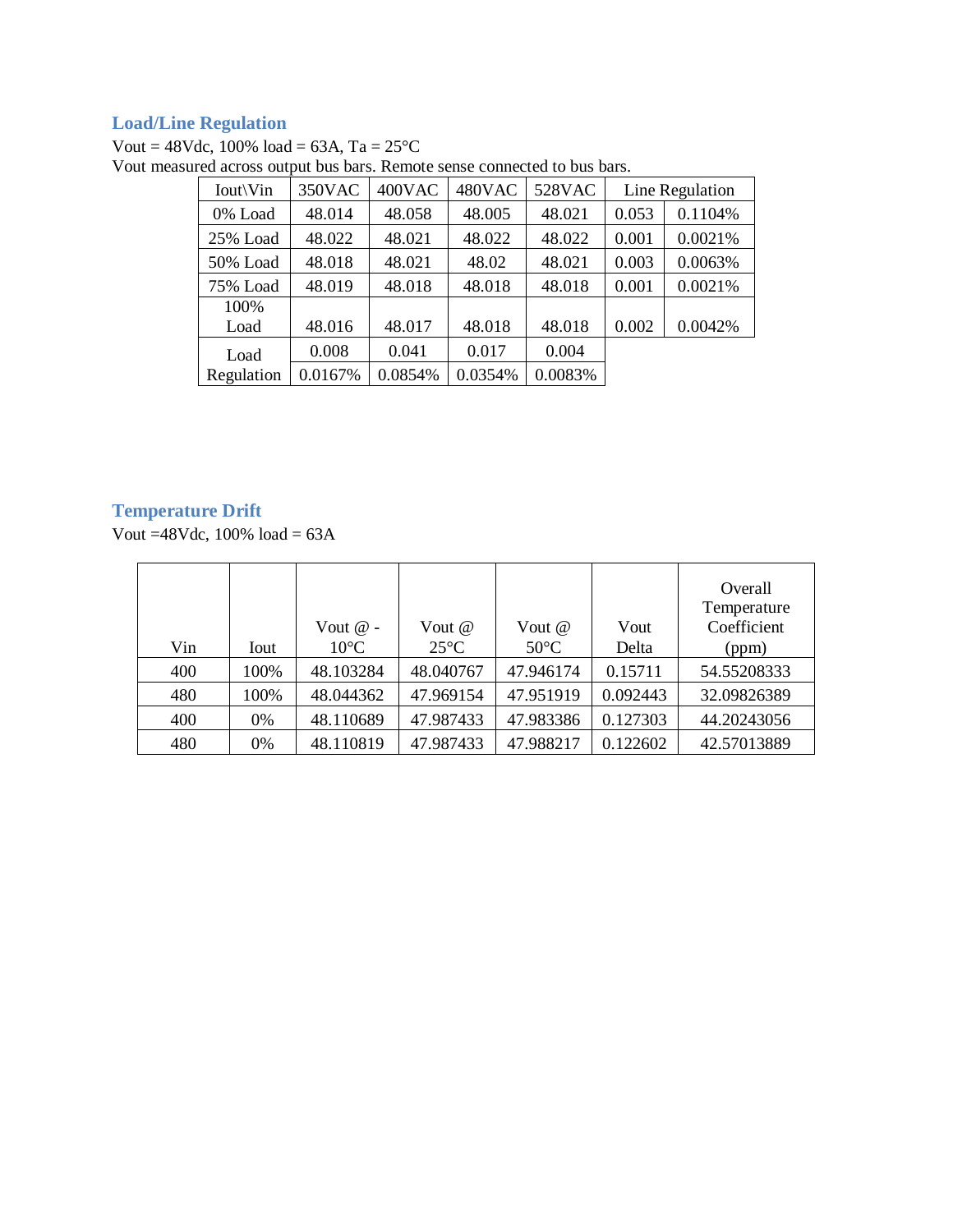## Load/Line Regulation

Vout = 48Vdc, 100% load = 63A, Ta = 25°C
Vout measured across output bus bars. Remote sense connected to bus bars.

| Iout\Vin | 350VAC | 400VAC | 480VAC | 528VAC | Line Regulation | |
|---|---|---|---|---|---|---|
| 0% Load | 48.014 | 48.058 | 48.005 | 48.021 | 0.053 | 0.1104% |
| 25% Load | 48.022 | 48.021 | 48.022 | 48.022 | 0.001 | 0.0021% |
| 50% Load | 48.018 | 48.021 | 48.02 | 48.021 | 0.003 | 0.0063% |
| 75% Load | 48.019 | 48.018 | 48.018 | 48.018 | 0.001 | 0.0021% |
| 100% Load | 48.016 | 48.017 | 48.018 | 48.018 | 0.002 | 0.0042% |
| Load Regulation | 0.008 | 0.041 | 0.017 | 0.004 | | |
| | 0.0167% | 0.0854% | 0.0354% | 0.0083% | | |

## Temperature Drift

Vout =48Vdc, 100% load = 63A

| Vin | Iout | Vout @ -10°C | Vout @ 25°C | Vout @ 50°C | Vout Delta | Overall Temperature Coefficient (ppm) |
|---|---|---|---|---|---|---|
| 400 | 100% | 48.103284 | 48.040767 | 47.946174 | 0.15711 | 54.55208333 |
| 480 | 100% | 48.044362 | 47.969154 | 47.951919 | 0.092443 | 32.09826389 |
| 400 | 0% | 48.110689 | 47.987433 | 47.983386 | 0.127303 | 44.20243056 |
| 480 | 0% | 48.110819 | 47.987433 | 47.988217 | 0.122602 | 42.57013889 |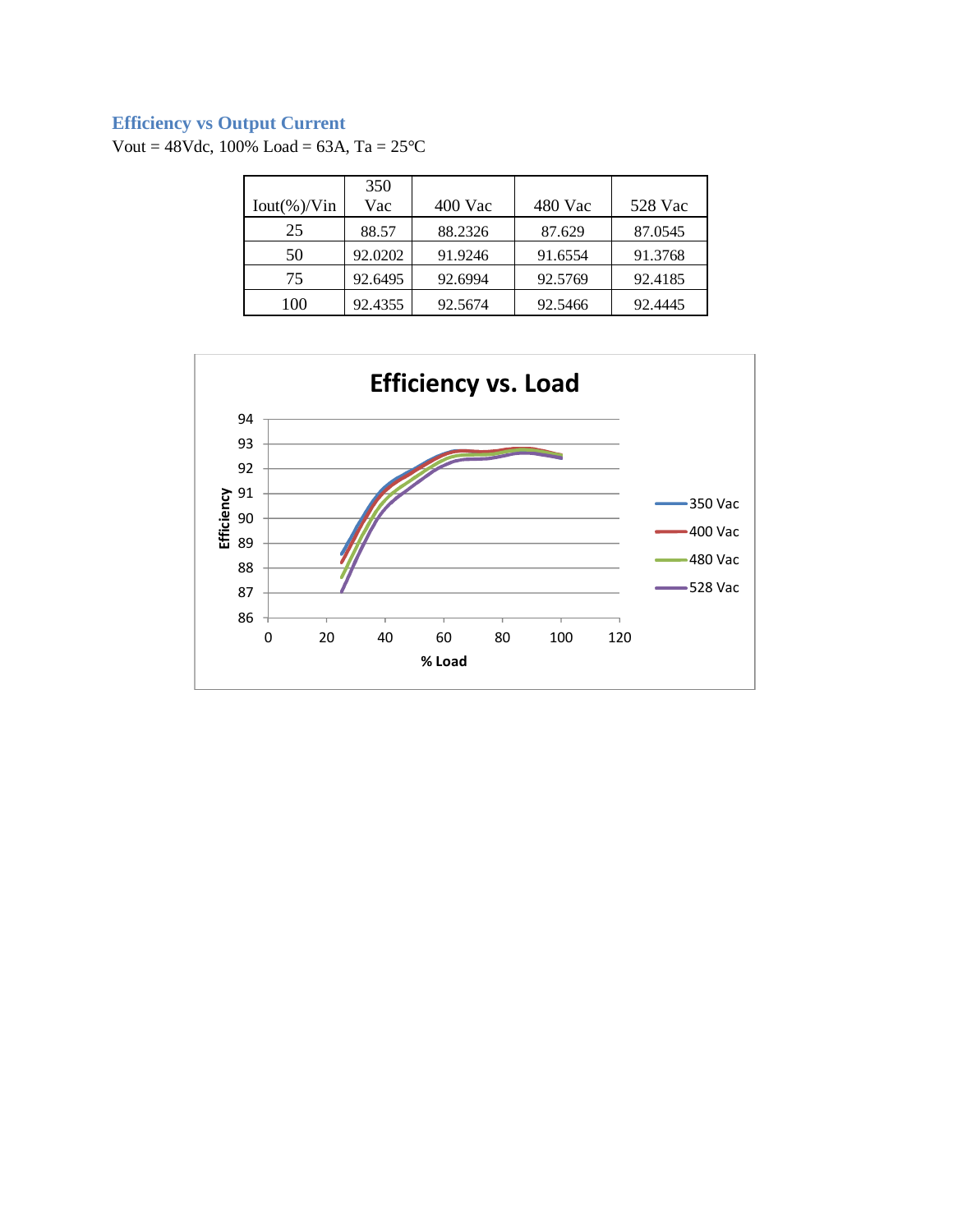## Efficiency vs Output Current

Vout = 48Vdc, 100% Load = 63A, Ta = 25℃

| Iout(%)/Vin | 350 Vac | 400 Vac | 480 Vac | 528 Vac |
|---|---|---|---|---|
| 25 | 88.57 | 88.2326 | 87.629 | 87.0545 |
| 50 | 92.0202 | 91.9246 | 91.6554 | 91.3768 |
| 75 | 92.6495 | 92.6994 | 92.5769 | 92.4185 |
| 100 | 92.4355 | 92.5674 | 92.5466 | 92.4445 |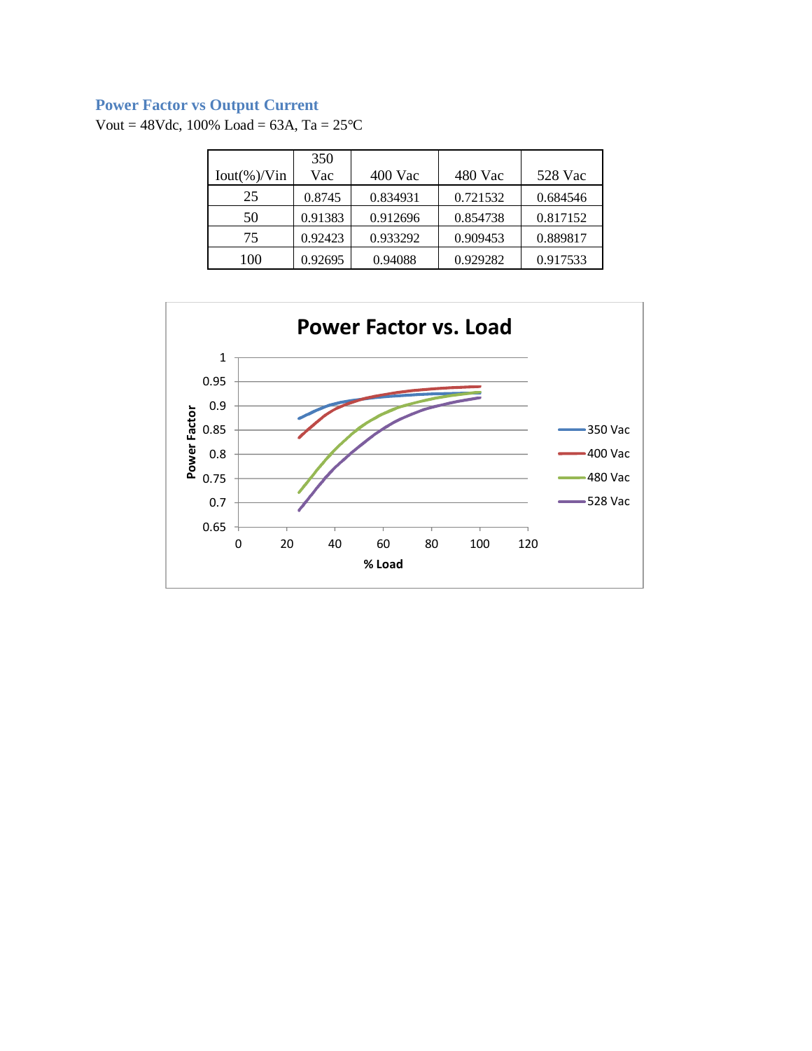## Power Factor vs Output Current

Vout = 48Vdc, 100% Load = 63A, Ta = 25°C

| Iout(%)/Vin | 350 Vac | 400 Vac | 480 Vac | 528 Vac |
|---|---|---|---|---|
| 25 | 0.8745 | 0.834931 | 0.721532 | 0.684546 |
| 50 | 0.91383 | 0.912696 | 0.854738 | 0.817152 |
| 75 | 0.92423 | 0.933292 | 0.909453 | 0.889817 |
| 100 | 0.92695 | 0.94088 | 0.929282 | 0.917533 |

**Power Factor vs. Load**

(Chart: Power Factor (0.65–1) vs. % Load (0–120); series: 350 Vac, 400 Vac, 480 Vac, 528 Vac)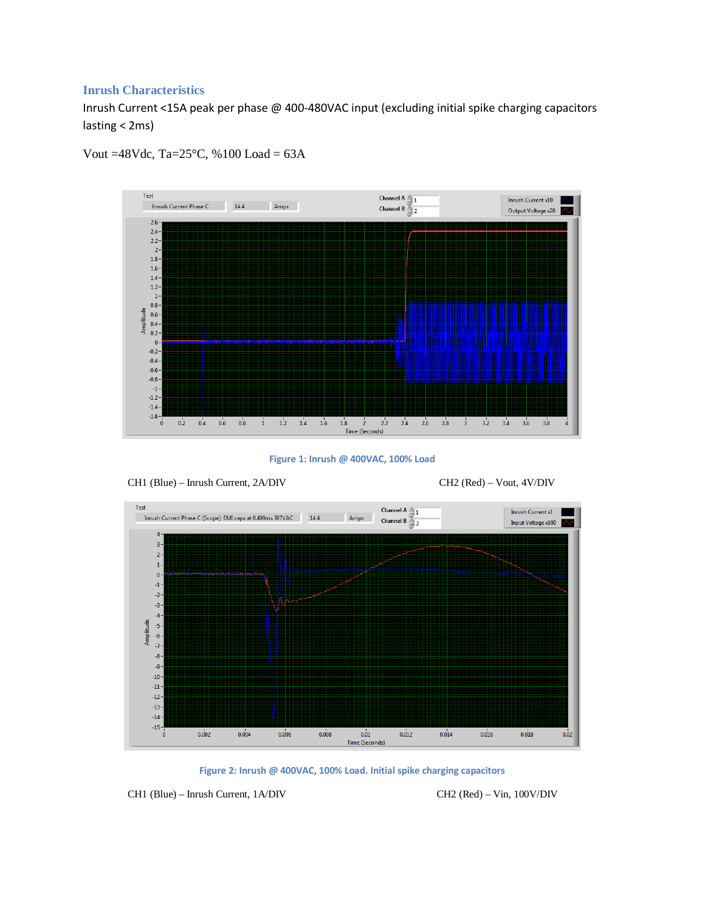### Inrush Characteristics

Inrush Current <15A peak per phase @ 400-480VAC input (excluding initial spike charging capacitors lasting < 2ms)

Vout =48Vdc, Ta=25°C, %100 Load = 63A

Figure 1: Inrush @ 400VAC, 100% Load

CH1 (Blue) – Inrush Current, 2A/DIV                CH2 (Red) – Vout, 4V/DIV

Figure 2: Inrush @ 400VAC, 100% Load. Initial spike charging capacitors

CH1 (Blue) – Inrush Current, 1A/DIV                CH2 (Red) – Vin, 100V/DIV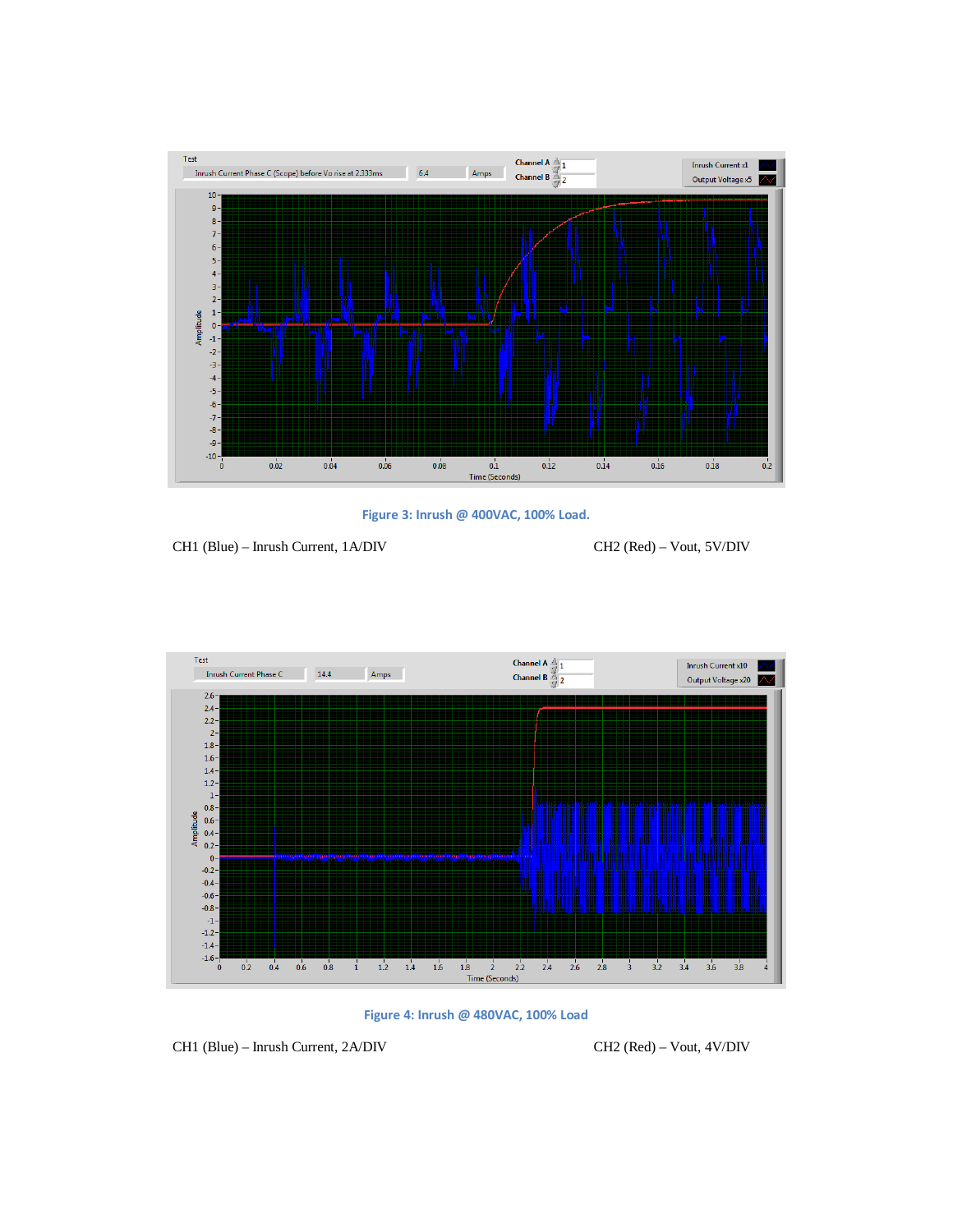**Figure 3: Inrush @ 400VAC, 100% Load.**

CH1 (Blue) – Inrush Current, 1A/DIV

CH2 (Red) – Vout, 5V/DIV

**Figure 4: Inrush @ 480VAC, 100% Load**

CH1 (Blue) – Inrush Current, 2A/DIV

CH2 (Red) – Vout, 4V/DIV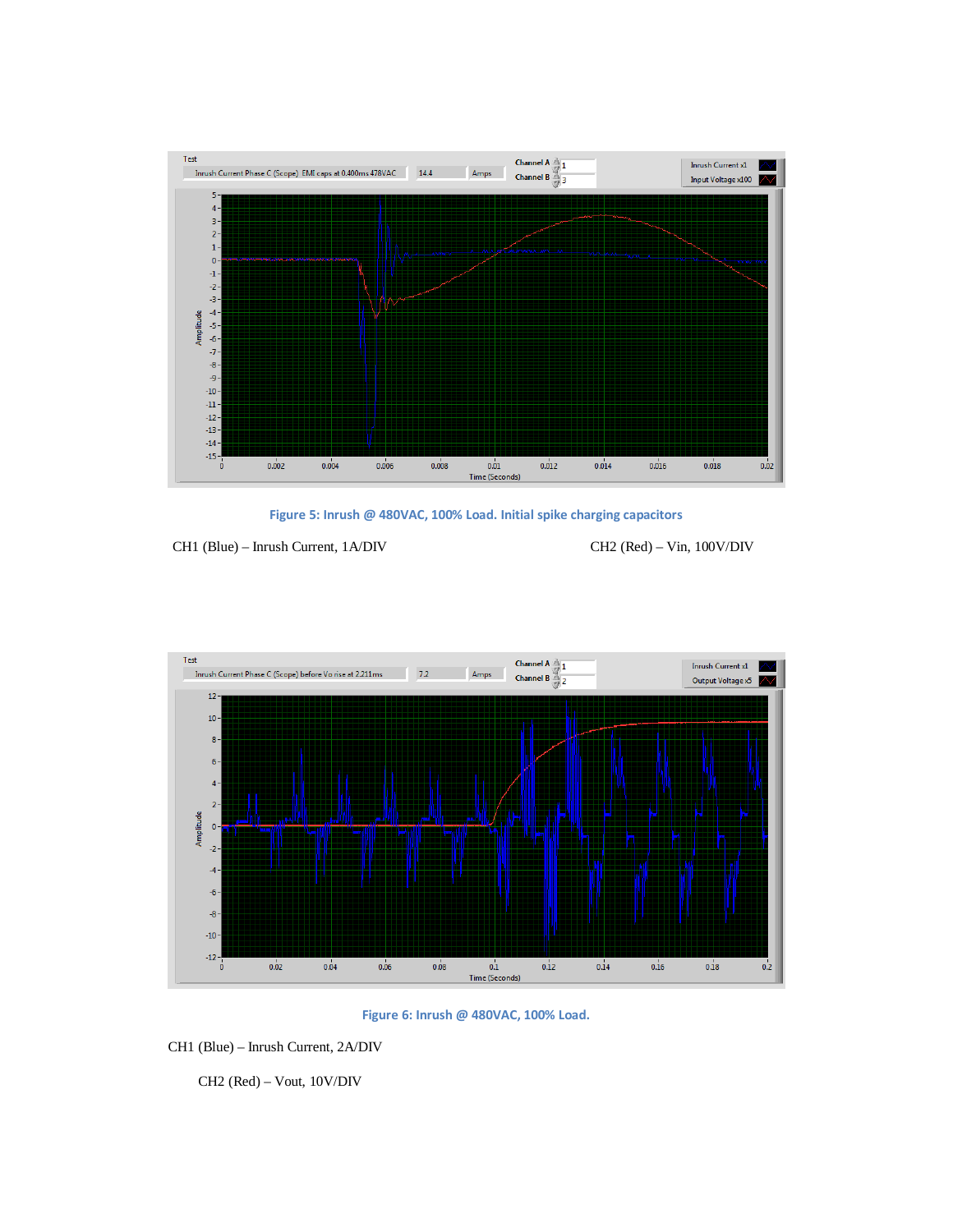Figure 5: Inrush @ 480VAC, 100% Load. Initial spike charging capacitors

CH1 (Blue) – Inrush Current, 1A/DIV

CH2 (Red) – Vin, 100V/DIV

Figure 6: Inrush @ 480VAC, 100% Load.

CH1 (Blue) – Inrush Current, 2A/DIV

CH2 (Red) – Vout, 10V/DIV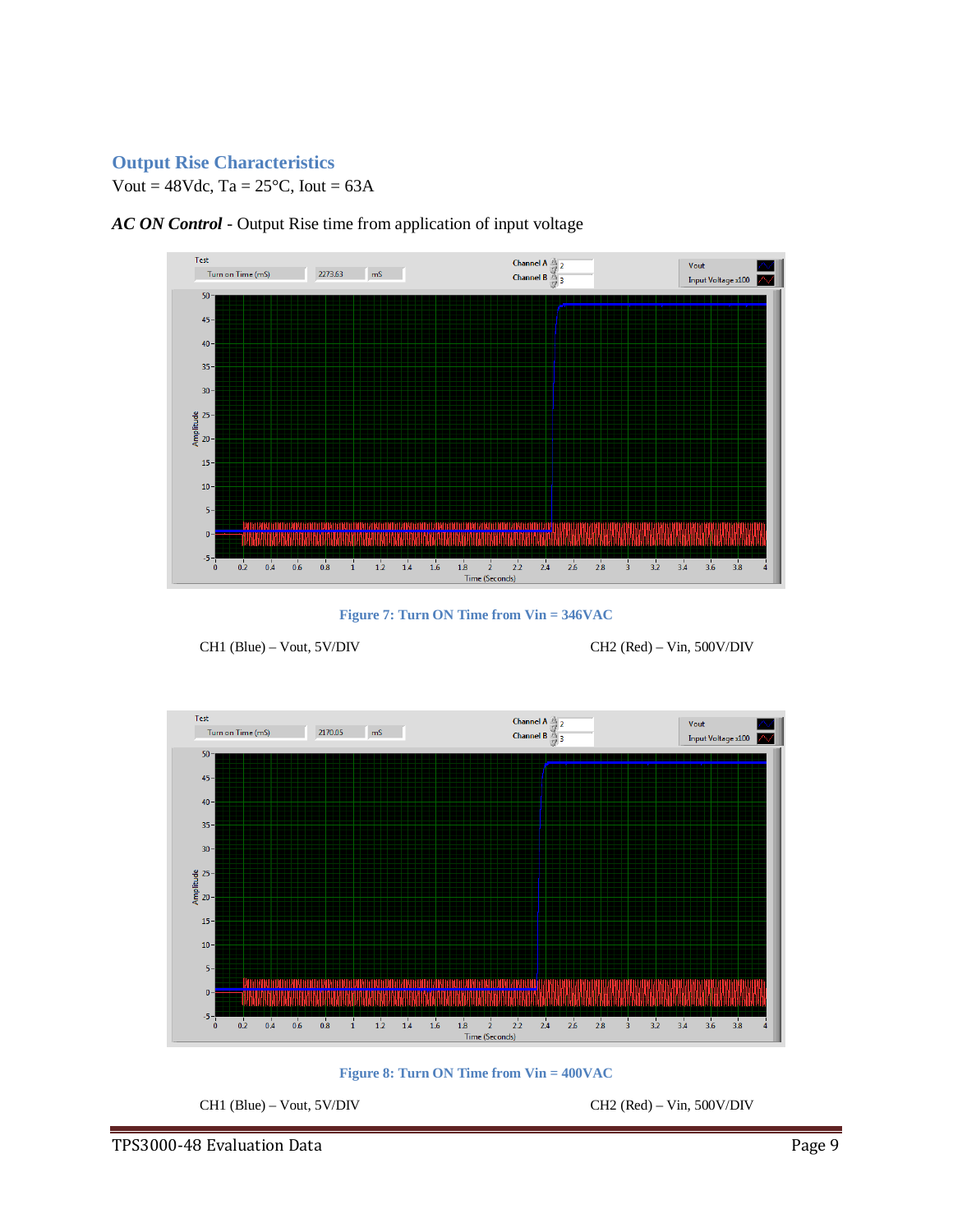## Output Rise Characteristics

Vout = 48Vdc, Ta = 25°C, Iout = 63A

***AC ON Control*** - Output Rise time from application of input voltage

**Figure 7: Turn ON Time from Vin = 346VAC**

CH1 (Blue) – Vout, 5V/DIV CH2 (Red) – Vin, 500V/DIV

**Figure 8: Turn ON Time from Vin = 400VAC**

CH1 (Blue) – Vout, 5V/DIV CH2 (Red) – Vin, 500V/DIV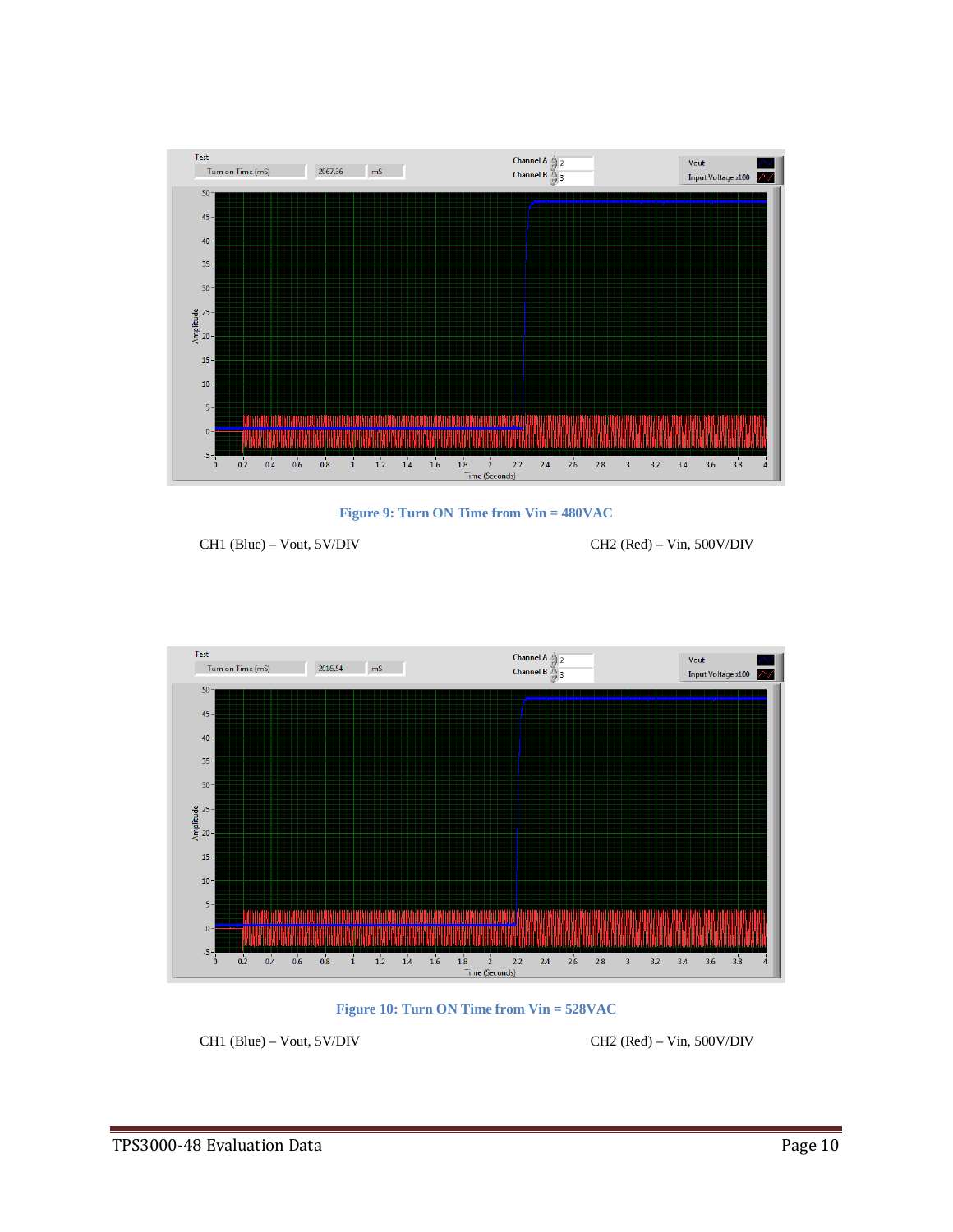**Figure 9: Turn ON Time from Vin = 480VAC**

CH1 (Blue) – Vout, 5V/DIV CH2 (Red) – Vin, 500V/DIV

**Figure 10: Turn ON Time from Vin = 528VAC**

CH1 (Blue) – Vout, 5V/DIV CH2 (Red) – Vin, 500V/DIV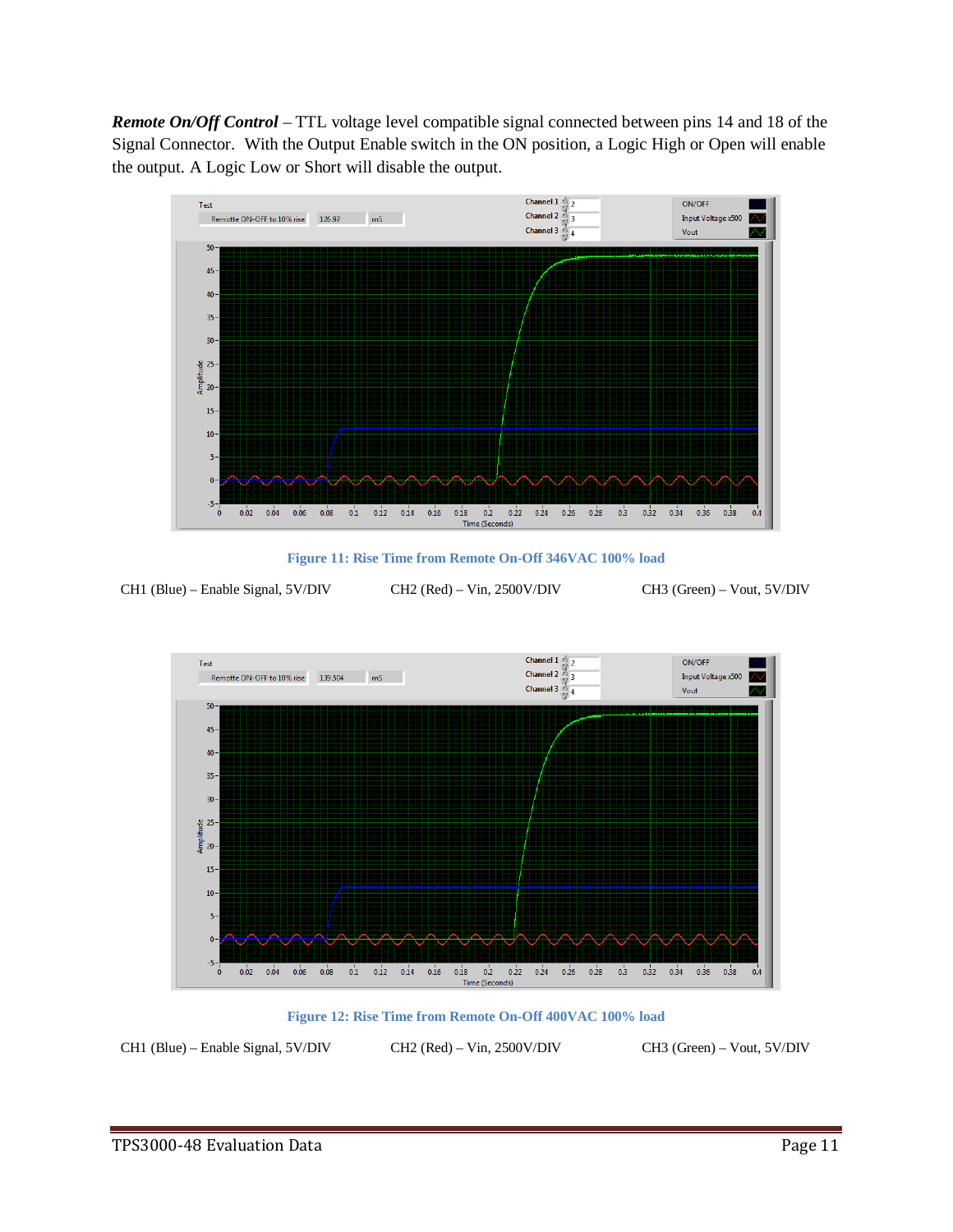***Remote On/Off Control*** – TTL voltage level compatible signal connected between pins 14 and 18 of the Signal Connector. With the Output Enable switch in the ON position, a Logic High or Open will enable the output. A Logic Low or Short will disable the output.

**Figure 11: Rise Time from Remote On-Off 346VAC 100% load**

CH1 (Blue) – Enable Signal, 5V/DIV CH2 (Red) – Vin, 2500V/DIV CH3 (Green) – Vout, 5V/DIV

**Figure 12: Rise Time from Remote On-Off 400VAC 100% load**

CH1 (Blue) – Enable Signal, 5V/DIV CH2 (Red) – Vin, 2500V/DIV CH3 (Green) – Vout, 5V/DIV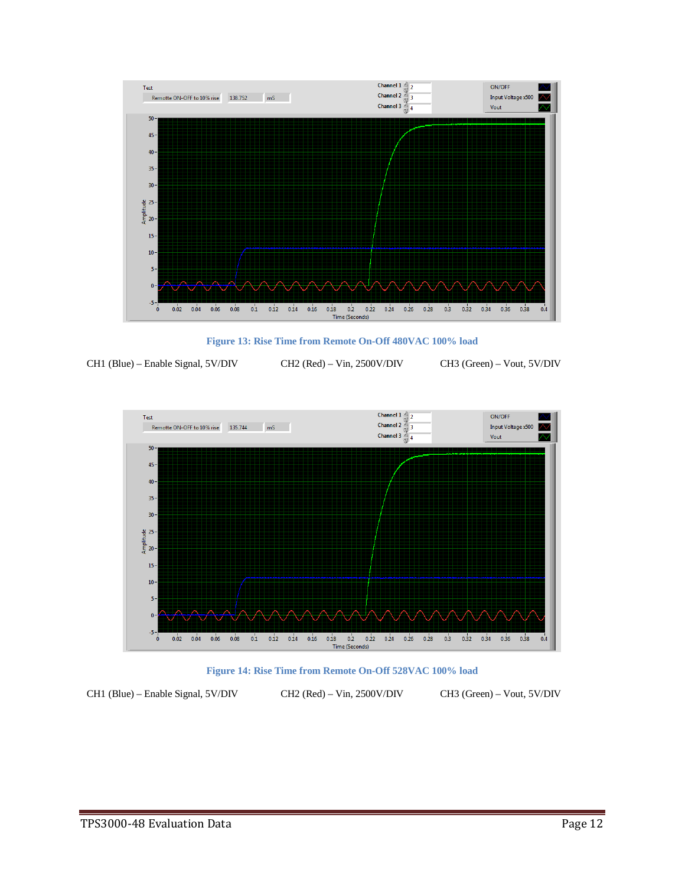**Figure 13: Rise Time from Remote On-Off 480VAC 100% load**

CH1 (Blue) – Enable Signal, 5V/DIV CH2 (Red) – Vin, 2500V/DIV CH3 (Green) – Vout, 5V/DIV

**Figure 14: Rise Time from Remote On-Off 528VAC 100% load**

CH1 (Blue) – Enable Signal, 5V/DIV CH2 (Red) – Vin, 2500V/DIV CH3 (Green) – Vout, 5V/DIV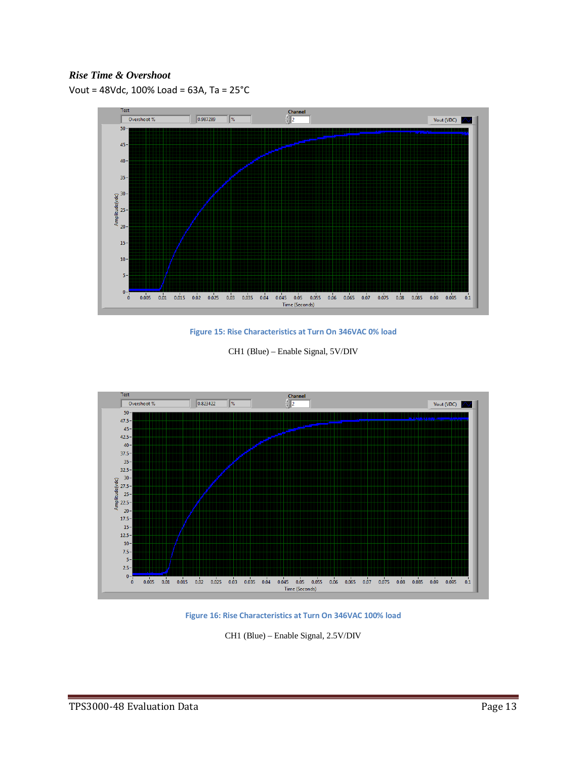### *Rise Time & Overshoot*

Vout = 48Vdc, 100% Load = 63A, Ta = 25°C

**Figure 15: Rise Characteristics at Turn On 346VAC 0% load**

CH1 (Blue) – Enable Signal, 5V/DIV

**Figure 16: Rise Characteristics at Turn On 346VAC 100% load**

CH1 (Blue) – Enable Signal, 2.5V/DIV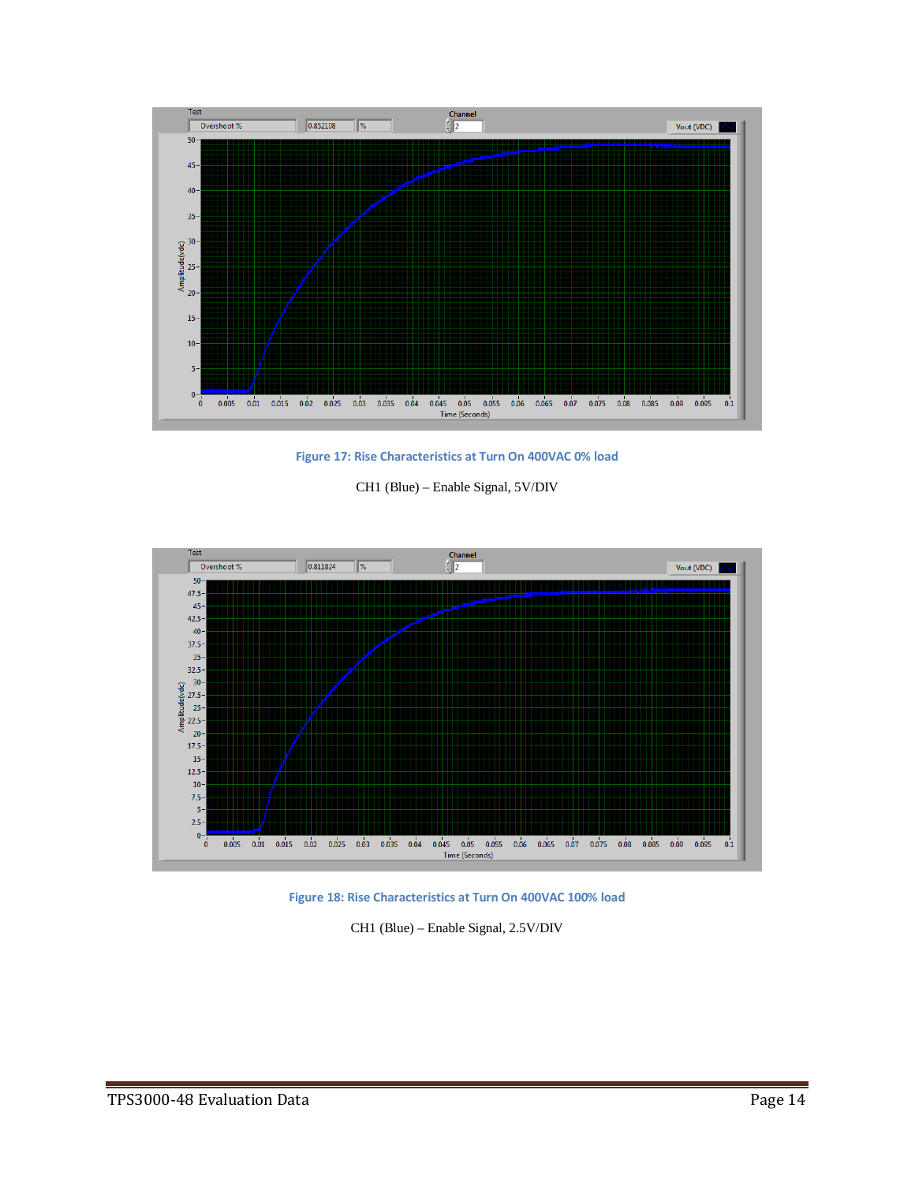**Figure 17: Rise Characteristics at Turn On 400VAC 0% load**

CH1 (Blue) – Enable Signal, 5V/DIV

**Figure 18: Rise Characteristics at Turn On 400VAC 100% load**

CH1 (Blue) – Enable Signal, 2.5V/DIV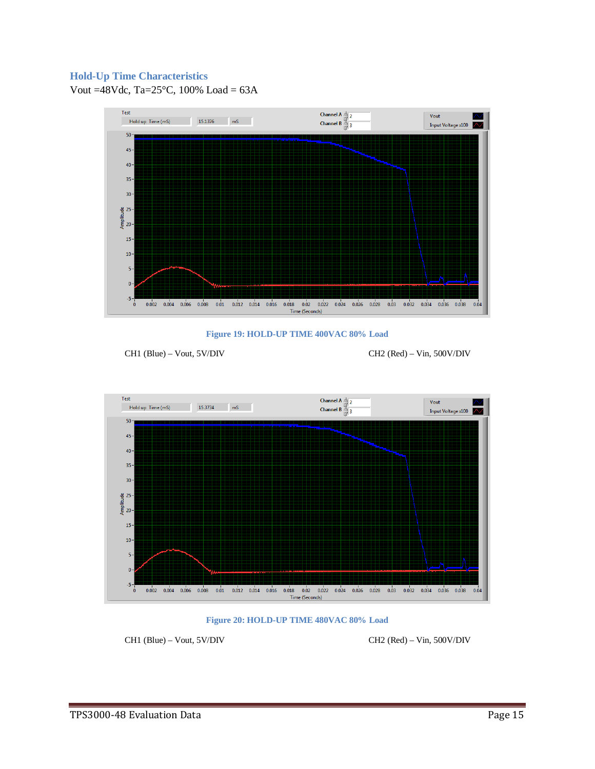## Hold-Up Time Characteristics

Vout =48Vdc, Ta=25°C, 100% Load = 63A

**Figure 19: HOLD-UP TIME 400VAC 80% Load**

CH1 (Blue) – Vout, 5V/DIV CH2 (Red) – Vin, 500V/DIV

**Figure 20: HOLD-UP TIME 480VAC 80% Load**

CH1 (Blue) – Vout, 5V/DIV CH2 (Red) – Vin, 500V/DIV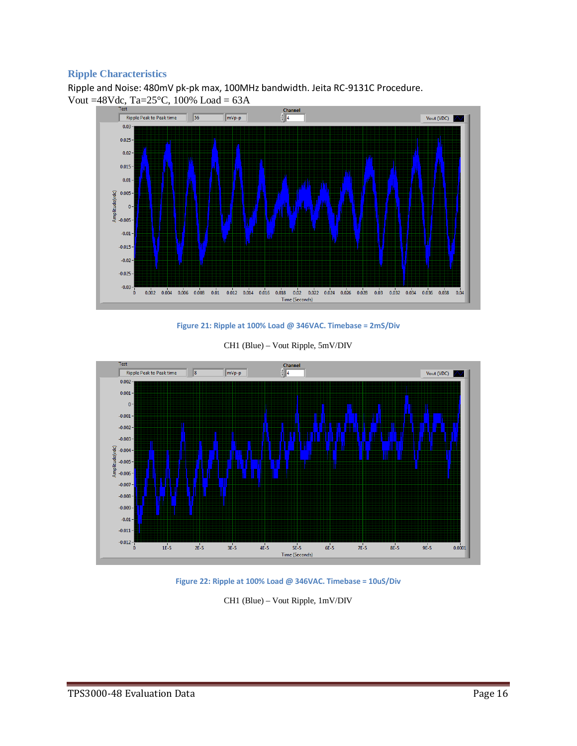## Ripple Characteristics

Ripple and Noise: 480mV pk-pk max, 100MHz bandwidth. Jeita RC-9131C Procedure.

Vout =48Vdc, Ta=25°C, 100% Load = 63A

**Figure 21: Ripple at 100% Load @ 346VAC. Timebase = 2mS/Div**

CH1 (Blue) – Vout Ripple, 5mV/DIV

**Figure 22: Ripple at 100% Load @ 346VAC. Timebase = 10uS/Div**

CH1 (Blue) – Vout Ripple, 1mV/DIV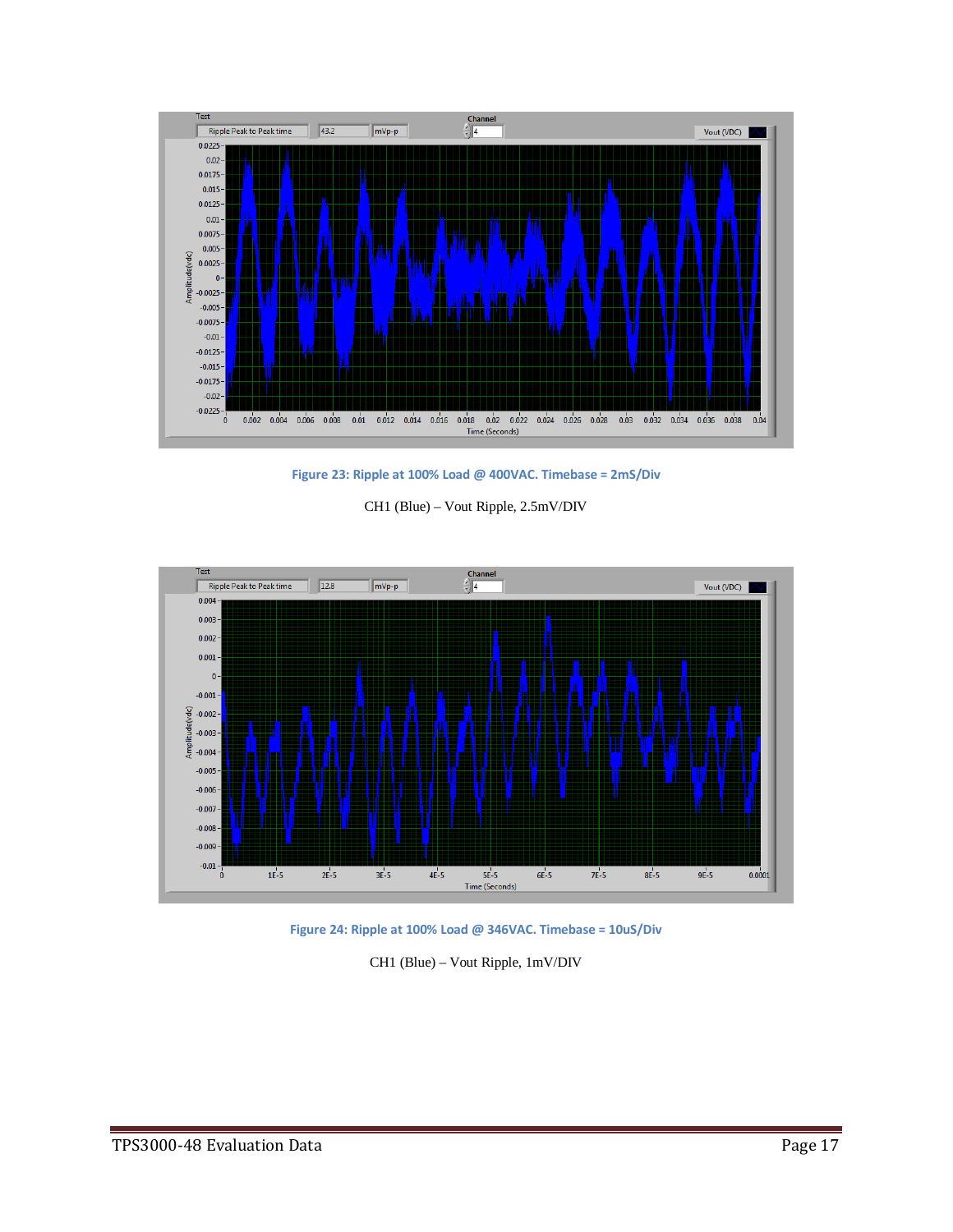Figure 23: Ripple at 100% Load @ 400VAC. Timebase = 2mS/Div

CH1 (Blue) – Vout Ripple, 2.5mV/DIV

Figure 24: Ripple at 100% Load @ 346VAC. Timebase = 10uS/Div

CH1 (Blue) – Vout Ripple, 1mV/DIV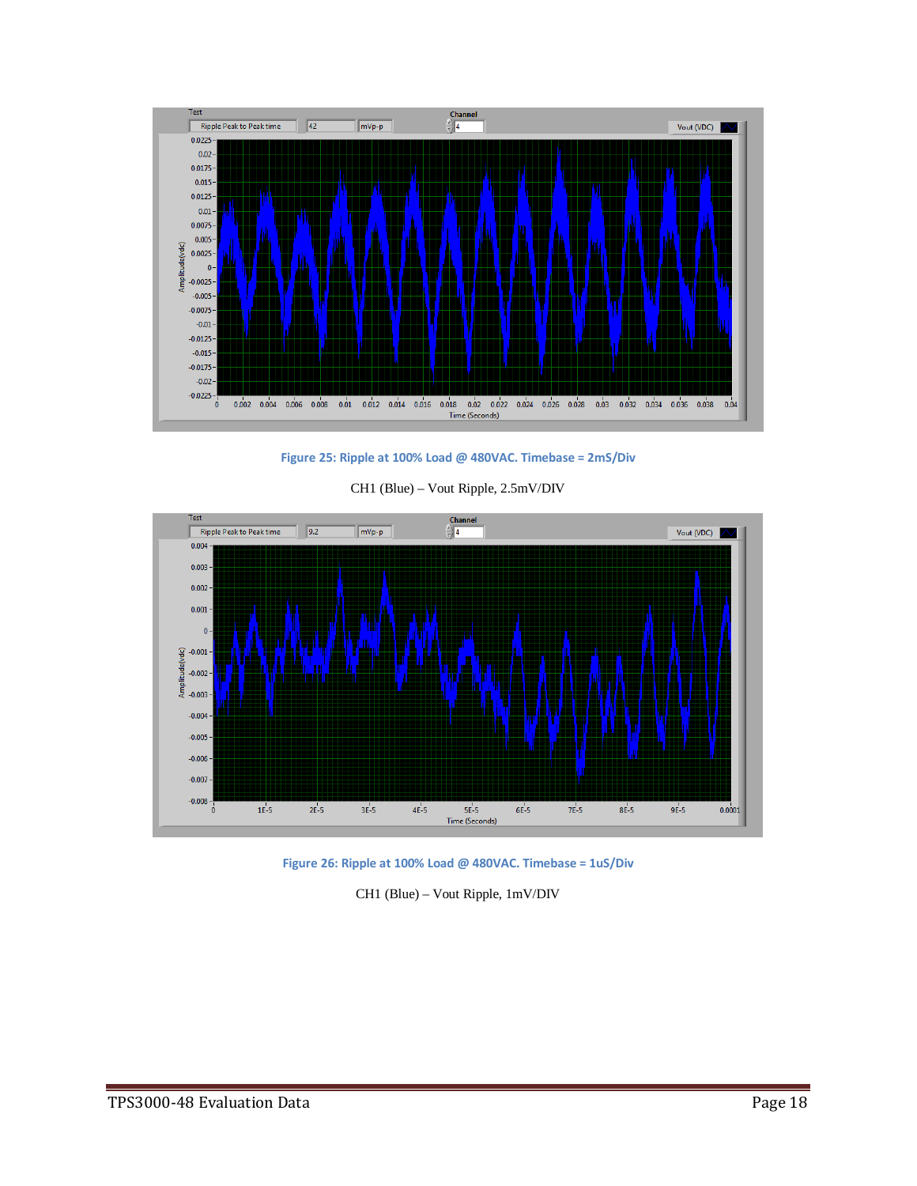**Figure 25: Ripple at 100% Load @ 480VAC. Timebase = 2mS/Div**

CH1 (Blue) – Vout Ripple, 2.5mV/DIV

**Figure 26: Ripple at 100% Load @ 480VAC. Timebase = 1uS/Div**

CH1 (Blue) – Vout Ripple, 1mV/DIV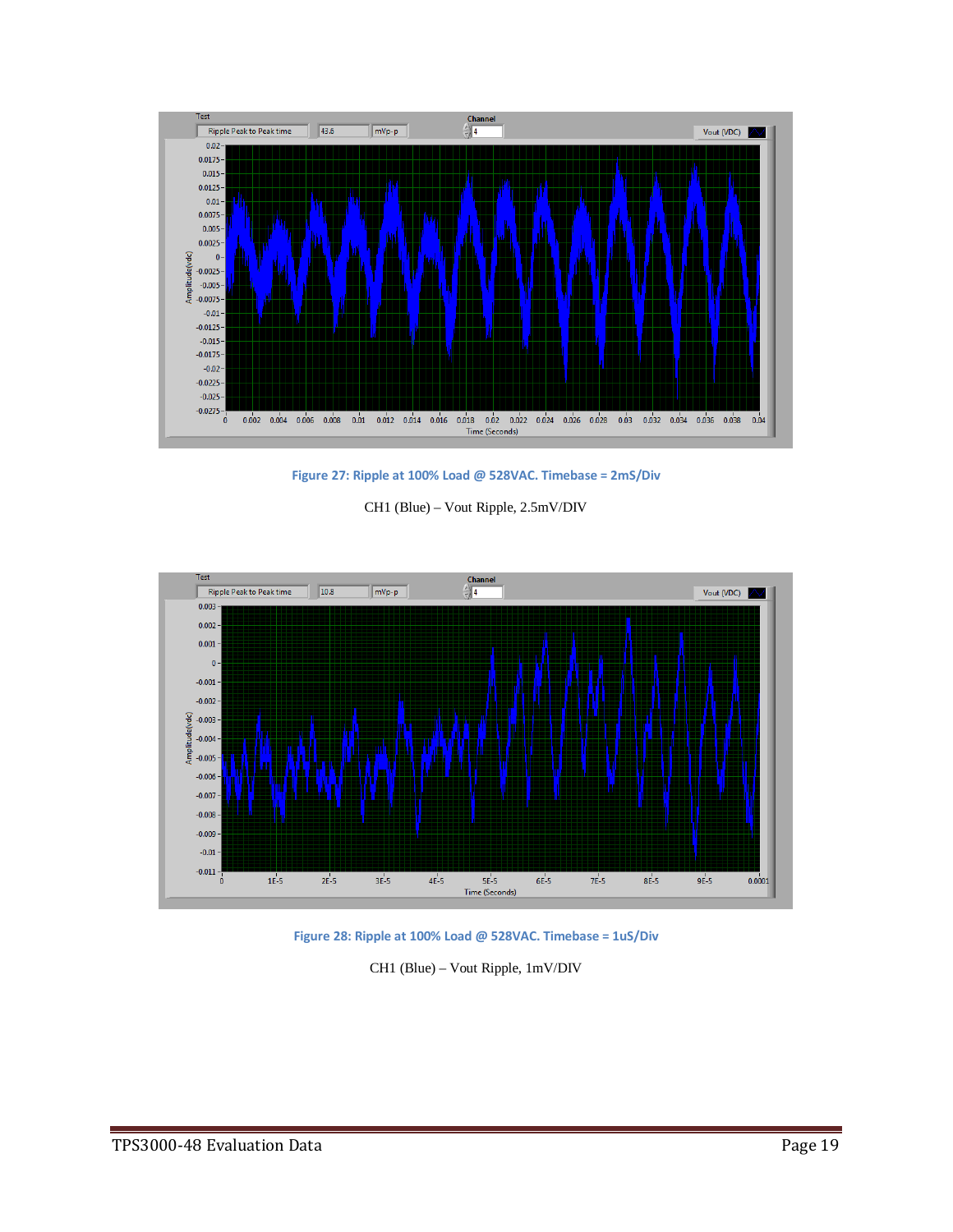Figure 27: Ripple at 100% Load @ 528VAC. Timebase = 2mS/Div

CH1 (Blue) – Vout Ripple, 2.5mV/DIV

Figure 28: Ripple at 100% Load @ 528VAC. Timebase = 1uS/Div

CH1 (Blue) – Vout Ripple, 1mV/DIV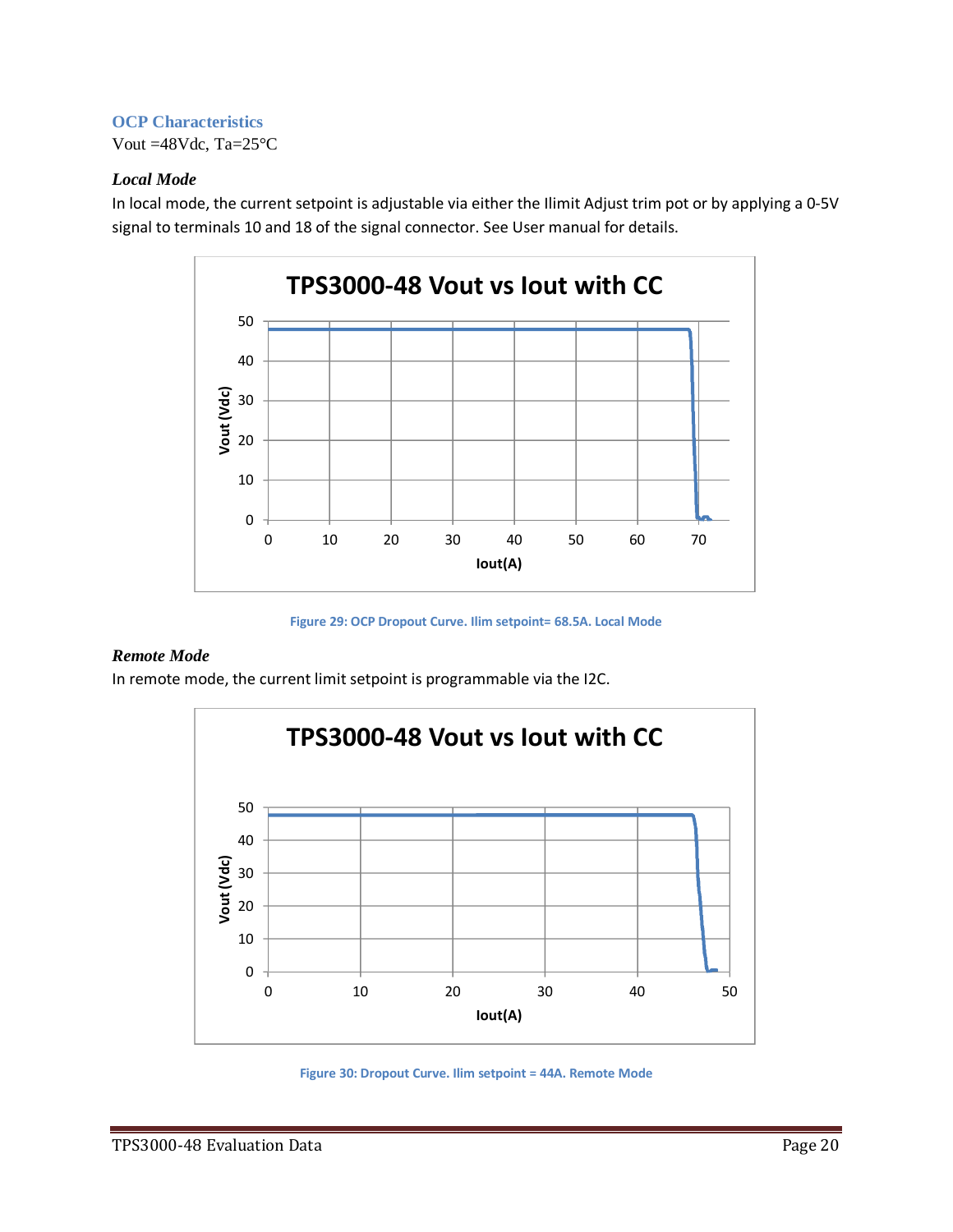## OCP Characteristics

Vout =48Vdc, Ta=25°C

### *Local Mode*

In local mode, the current setpoint is adjustable via either the Ilimit Adjust trim pot or by applying a 0-5V signal to terminals 10 and 18 of the signal connector. See User manual for details.

Figure 29: OCP Dropout Curve. Ilim setpoint= 68.5A. Local Mode

### *Remote Mode*

In remote mode, the current limit setpoint is programmable via the I2C.

Figure 30: Dropout Curve. Ilim setpoint = 44A. Remote Mode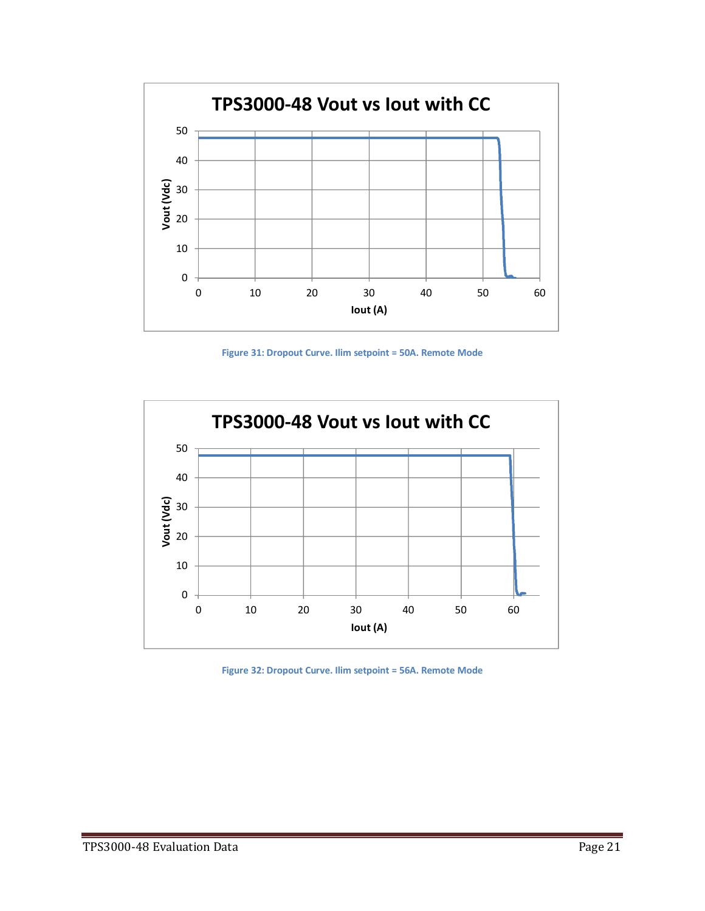**TPS3000-48 Vout vs Iout with CC**

Figure 31: Dropout Curve. Ilim setpoint = 50A. Remote Mode

**TPS3000-48 Vout vs Iout with CC**

Figure 32: Dropout Curve. Ilim setpoint = 56A. Remote Mode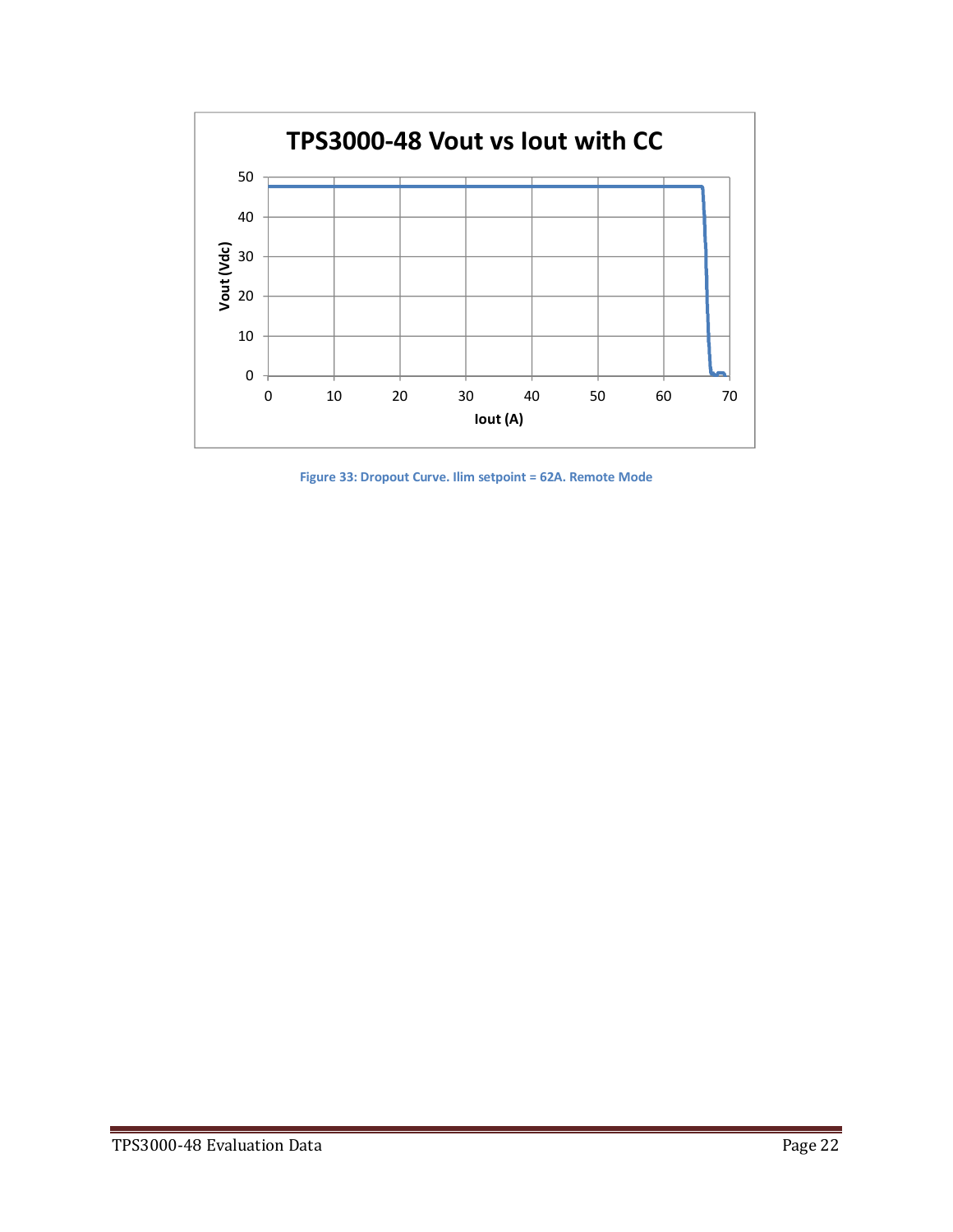Figure 33: Dropout Curve. Ilim setpoint = 62A. Remote Mode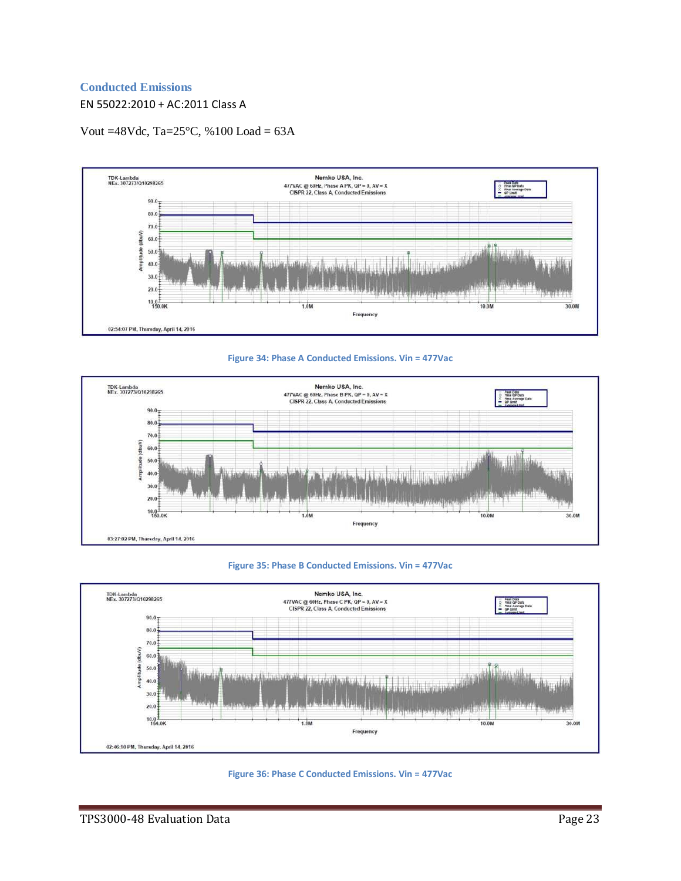## Conducted Emissions

EN 55022:2010 + AC:2011 Class A

Vout =48Vdc, Ta=25°C, %100 Load = 63A

Figure 34: Phase A Conducted Emissions. Vin = 477Vac

Figure 35: Phase B Conducted Emissions. Vin = 477Vac

Figure 36: Phase C Conducted Emissions. Vin = 477Vac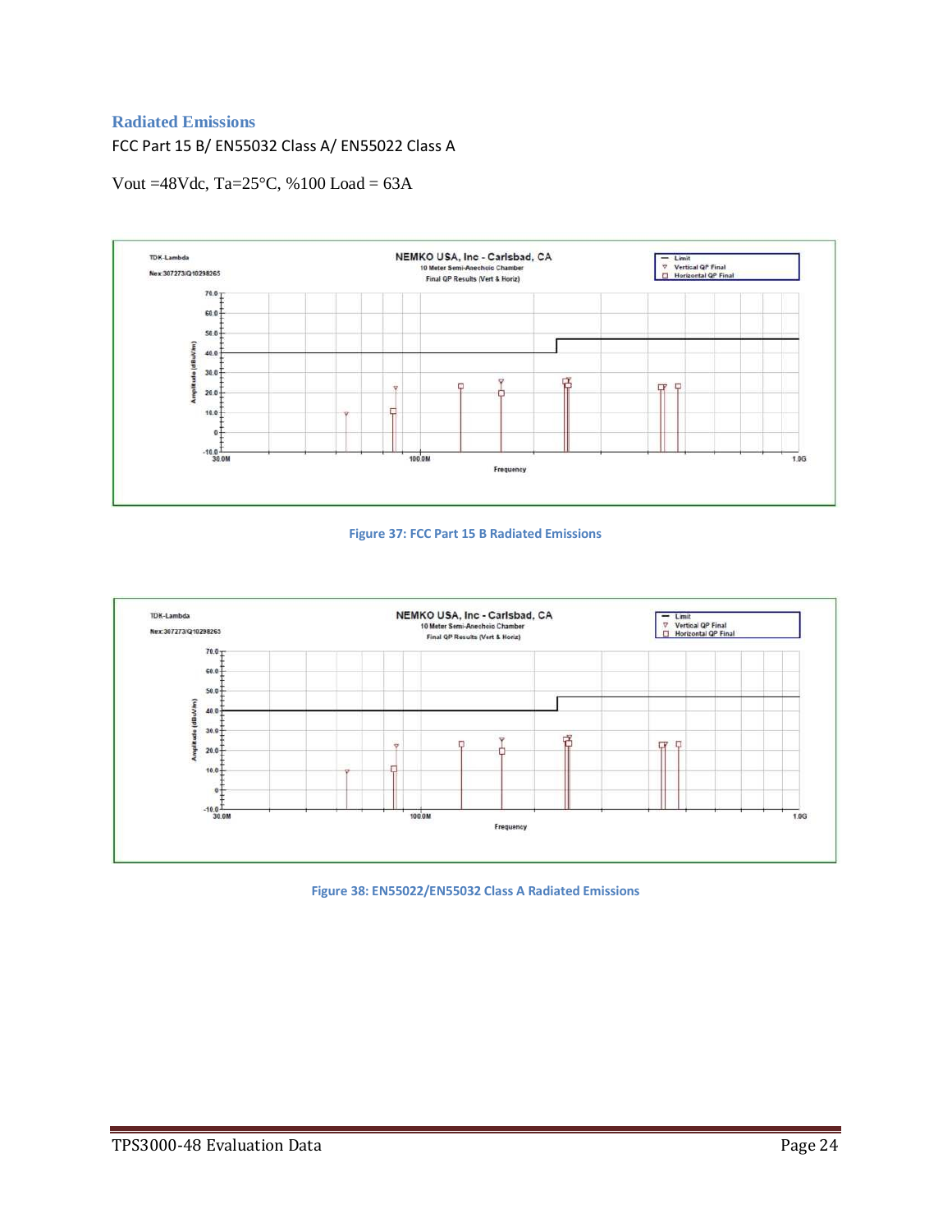## Radiated Emissions

FCC Part 15 B/ EN55032 Class A/ EN55022 Class A

Vout =48Vdc, Ta=25°C, %100 Load = 63A

Figure 37: FCC Part 15 B Radiated Emissions

Figure 38: EN55022/EN55032 Class A Radiated Emissions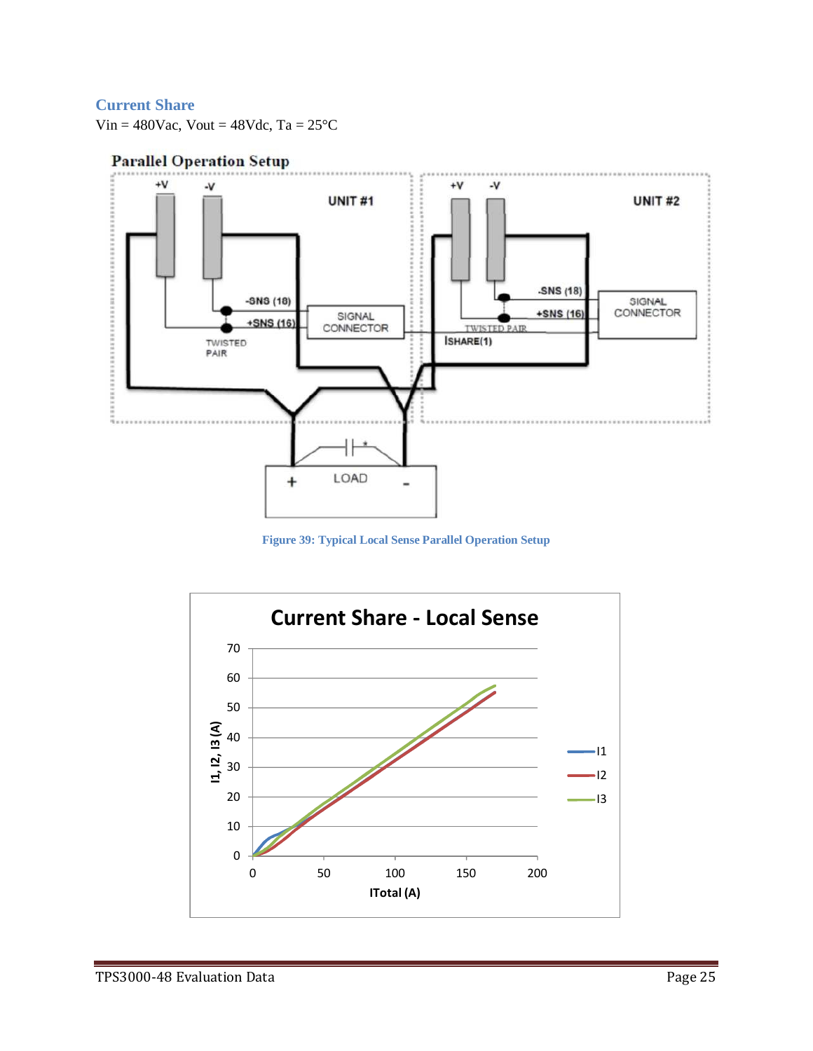## Current Share

Vin = 480Vac, Vout = 48Vdc, Ta = 25°C

Figure 39: Typical Local Sense Parallel Operation Setup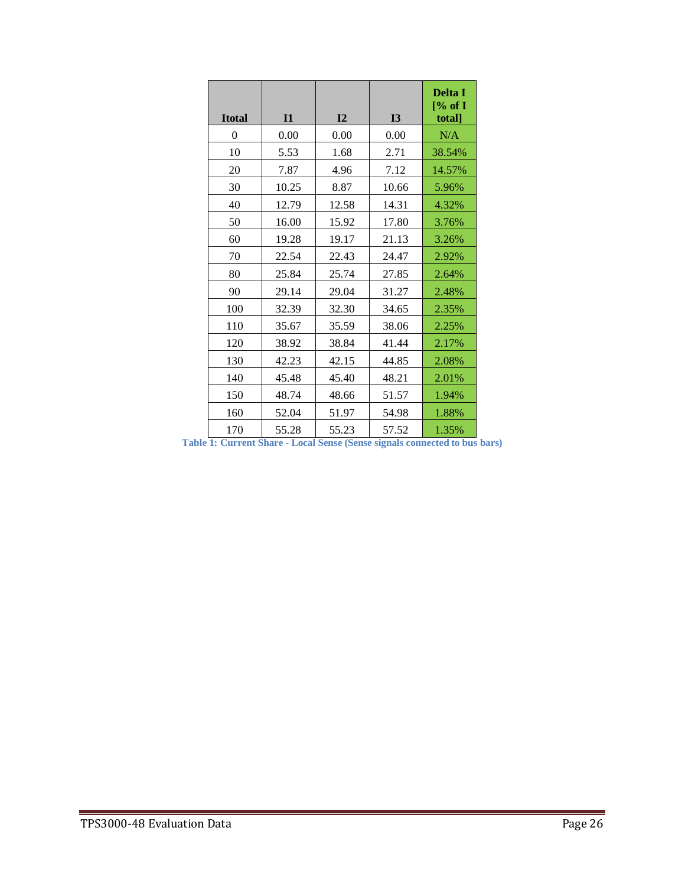| Itotal | I1 | I2 | I3 | Delta I [% of I total] |
|---|---|---|---|---|
| 0 | 0.00 | 0.00 | 0.00 | N/A |
| 10 | 5.53 | 1.68 | 2.71 | 38.54% |
| 20 | 7.87 | 4.96 | 7.12 | 14.57% |
| 30 | 10.25 | 8.87 | 10.66 | 5.96% |
| 40 | 12.79 | 12.58 | 14.31 | 4.32% |
| 50 | 16.00 | 15.92 | 17.80 | 3.76% |
| 60 | 19.28 | 19.17 | 21.13 | 3.26% |
| 70 | 22.54 | 22.43 | 24.47 | 2.92% |
| 80 | 25.84 | 25.74 | 27.85 | 2.64% |
| 90 | 29.14 | 29.04 | 31.27 | 2.48% |
| 100 | 32.39 | 32.30 | 34.65 | 2.35% |
| 110 | 35.67 | 35.59 | 38.06 | 2.25% |
| 120 | 38.92 | 38.84 | 41.44 | 2.17% |
| 130 | 42.23 | 42.15 | 44.85 | 2.08% |
| 140 | 45.48 | 45.40 | 48.21 | 2.01% |
| 150 | 48.74 | 48.66 | 51.57 | 1.94% |
| 160 | 52.04 | 51.97 | 54.98 | 1.88% |
| 170 | 55.28 | 55.23 | 57.52 | 1.35% |

**Table 1: Current Share - Local Sense (Sense signals connected to bus bars)**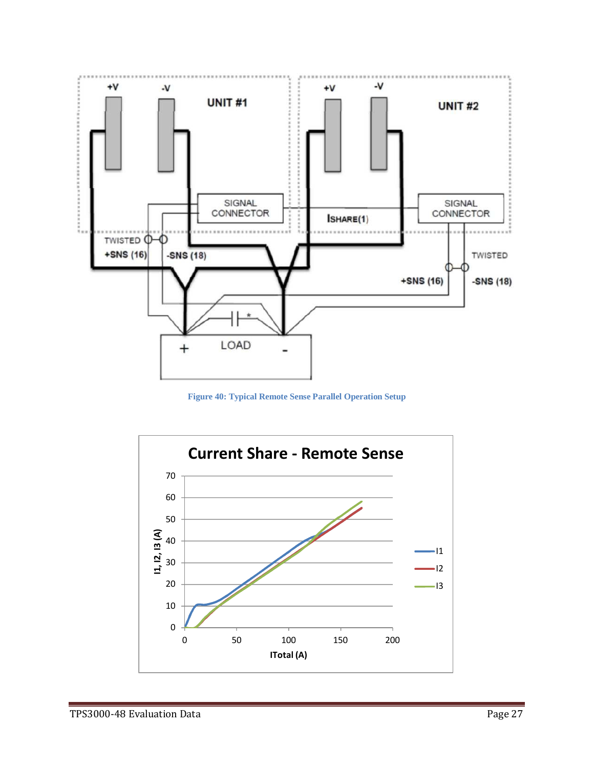Figure 40: Typical Remote Sense Parallel Operation Setup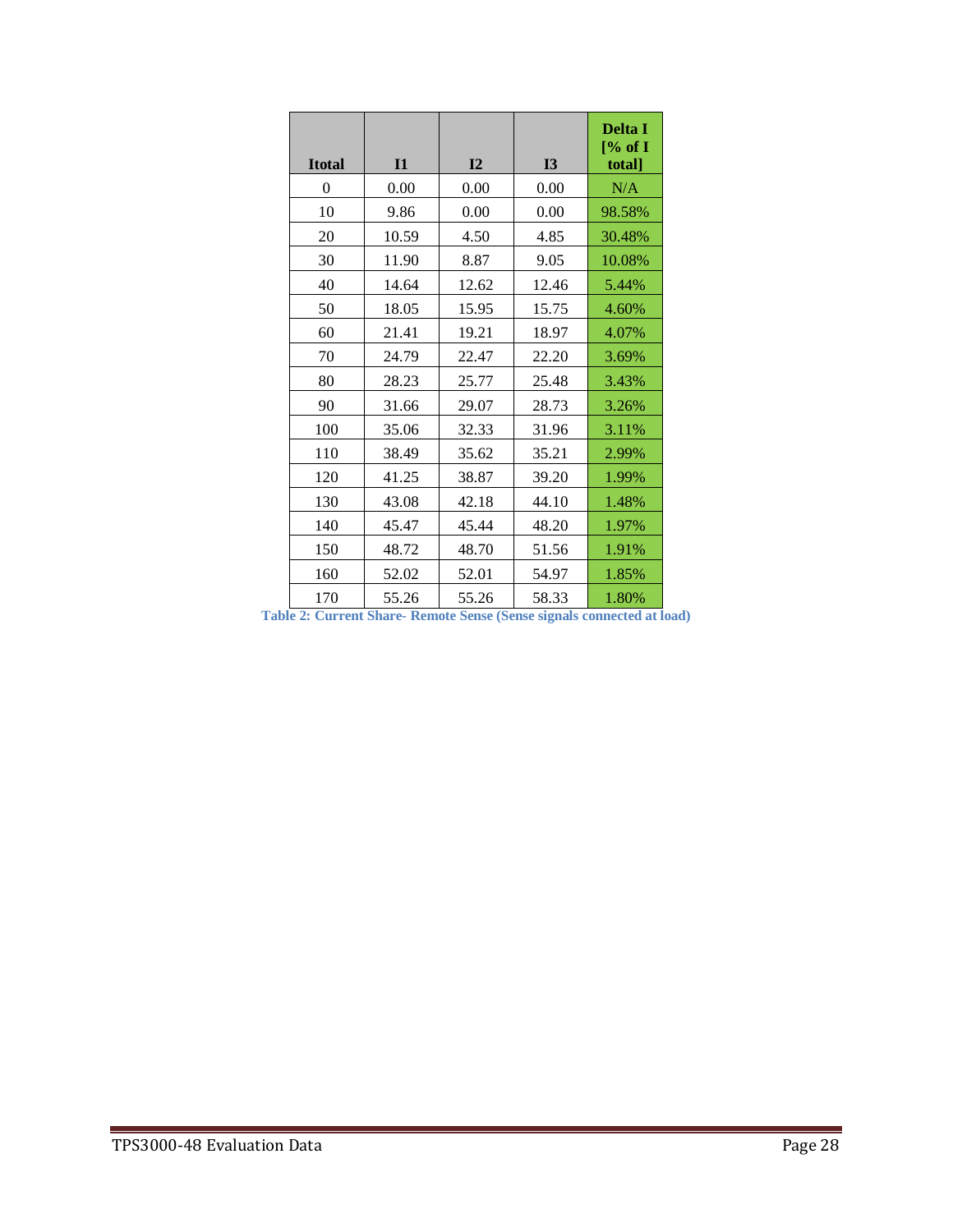| Itotal | I1 | I2 | I3 | Delta I [% of I total] |
|---|---|---|---|---|
| 0 | 0.00 | 0.00 | 0.00 | N/A |
| 10 | 9.86 | 0.00 | 0.00 | 98.58% |
| 20 | 10.59 | 4.50 | 4.85 | 30.48% |
| 30 | 11.90 | 8.87 | 9.05 | 10.08% |
| 40 | 14.64 | 12.62 | 12.46 | 5.44% |
| 50 | 18.05 | 15.95 | 15.75 | 4.60% |
| 60 | 21.41 | 19.21 | 18.97 | 4.07% |
| 70 | 24.79 | 22.47 | 22.20 | 3.69% |
| 80 | 28.23 | 25.77 | 25.48 | 3.43% |
| 90 | 31.66 | 29.07 | 28.73 | 3.26% |
| 100 | 35.06 | 32.33 | 31.96 | 3.11% |
| 110 | 38.49 | 35.62 | 35.21 | 2.99% |
| 120 | 41.25 | 38.87 | 39.20 | 1.99% |
| 130 | 43.08 | 42.18 | 44.10 | 1.48% |
| 140 | 45.47 | 45.44 | 48.20 | 1.97% |
| 150 | 48.72 | 48.70 | 51.56 | 1.91% |
| 160 | 52.02 | 52.01 | 54.97 | 1.85% |
| 170 | 55.26 | 55.26 | 58.33 | 1.80% |

**Table 2: Current Share- Remote Sense (Sense signals connected at load)**